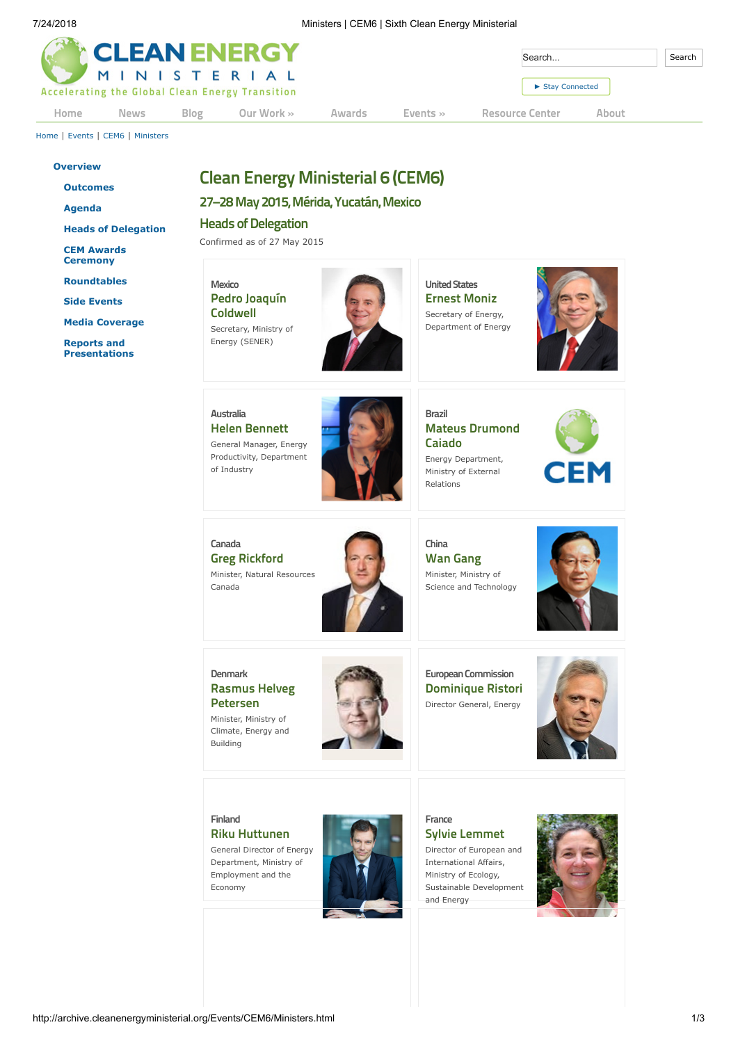# Clean Energy Ministerial 6 (CEM6)

## 27–28 May 2015, Mérida, Yucatán, Mexico

## Heads of Delegation

Confirmed as of 27 May 2015

Mexico
**Pedro Joaquín Coldwell**
Secretary, Ministry of Energy (SENER)

United States
**Ernest Moniz**
Secretary of Energy, Department of Energy

Australia
**Helen Bennett**
General Manager, Energy Productivity, Department of Industry

Brazil
**Mateus Drumond Caiado**
Energy Department, Ministry of External Relations

Canada
**Greg Rickford**
Minister, Natural Resources Canada

China
**Wan Gang**
Minister, Ministry of Science and Technology

Denmark
**Rasmus Helveg Petersen**
Minister, Ministry of Climate, Energy and Building

European Commission
**Dominique Ristori**
Director General, Energy

Finland
**Riku Huttunen**
General Director of Energy Department, Ministry of Employment and the Economy

France
**Sylvie Lemmet**
Director of European and International Affairs, Ministry of Ecology, Sustainable Development and Energy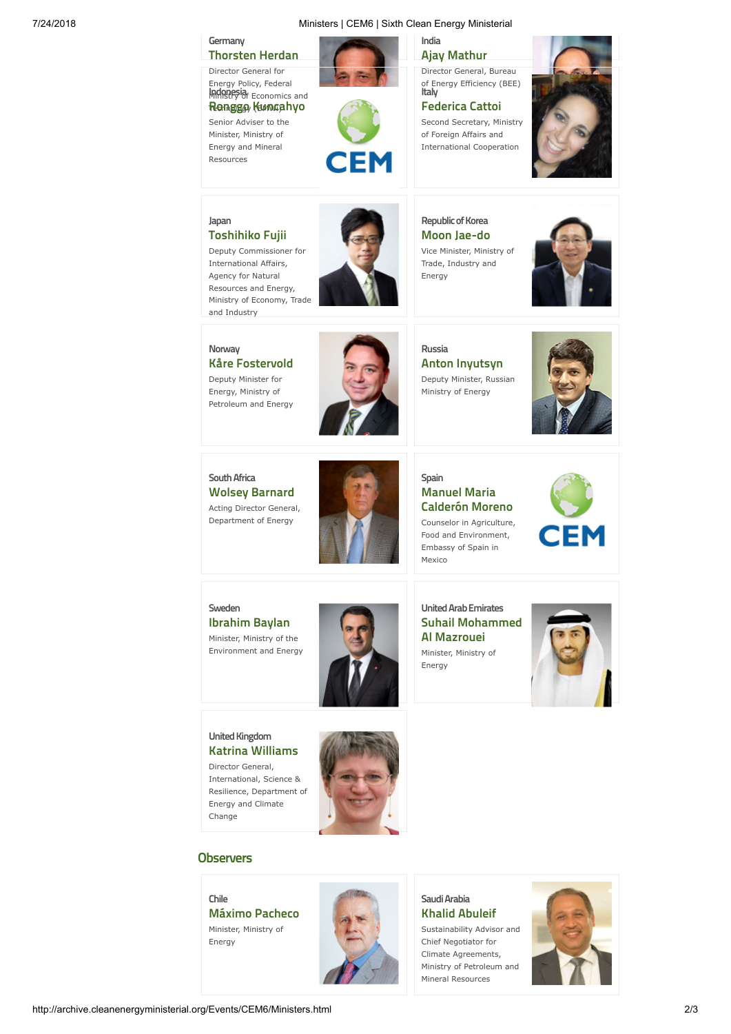Germany

**Thorsten Herdan**

Director General for Energy Policy, Federal Ministry of Economics and Technology (BMWi)

India

**Ajay Mathur**

Director General, Bureau of Energy Efficiency (BEE)

Indonesia

**Rengga Kuncahyo**

Senior Adviser to the Minister, Ministry of Energy and Mineral Resources

Italy

**Federica Cattoi**

Second Secretary, Ministry of Foreign Affairs and International Cooperation

Japan

**Toshihiko Fujii**

Deputy Commissioner for International Affairs, Agency for Natural Resources and Energy, Ministry of Economy, Trade and Industry

Republic of Korea

**Moon Jae-do**

Vice Minister, Ministry of Trade, Industry and Energy

Norway

**Kåre Fostervold**

Deputy Minister for Energy, Ministry of Petroleum and Energy

Russia

**Anton Inyutsyn**

Deputy Minister, Russian Ministry of Energy

South Africa

**Wolsey Barnard**

Acting Director General, Department of Energy

Spain

**Manuel Maria Calderón Moreno**

Counselor in Agriculture, Food and Environment, Embassy of Spain in Mexico

Sweden

**Ibrahim Baylan**

Minister, Ministry of the Environment and Energy

United Arab Emirates

**Suhail Mohammed Al Mazrouei**

Minister, Ministry of Energy

United Kingdom

**Katrina Williams**

Director General, International, Science & Resilience, Department of Energy and Climate Change

## Observers

Chile

**Máximo Pacheco**

Minister, Ministry of Energy

Saudi Arabia

**Khalid Abuleif**

Sustainability Advisor and Chief Negotiator for Climate Agreements, Ministry of Petroleum and Mineral Resources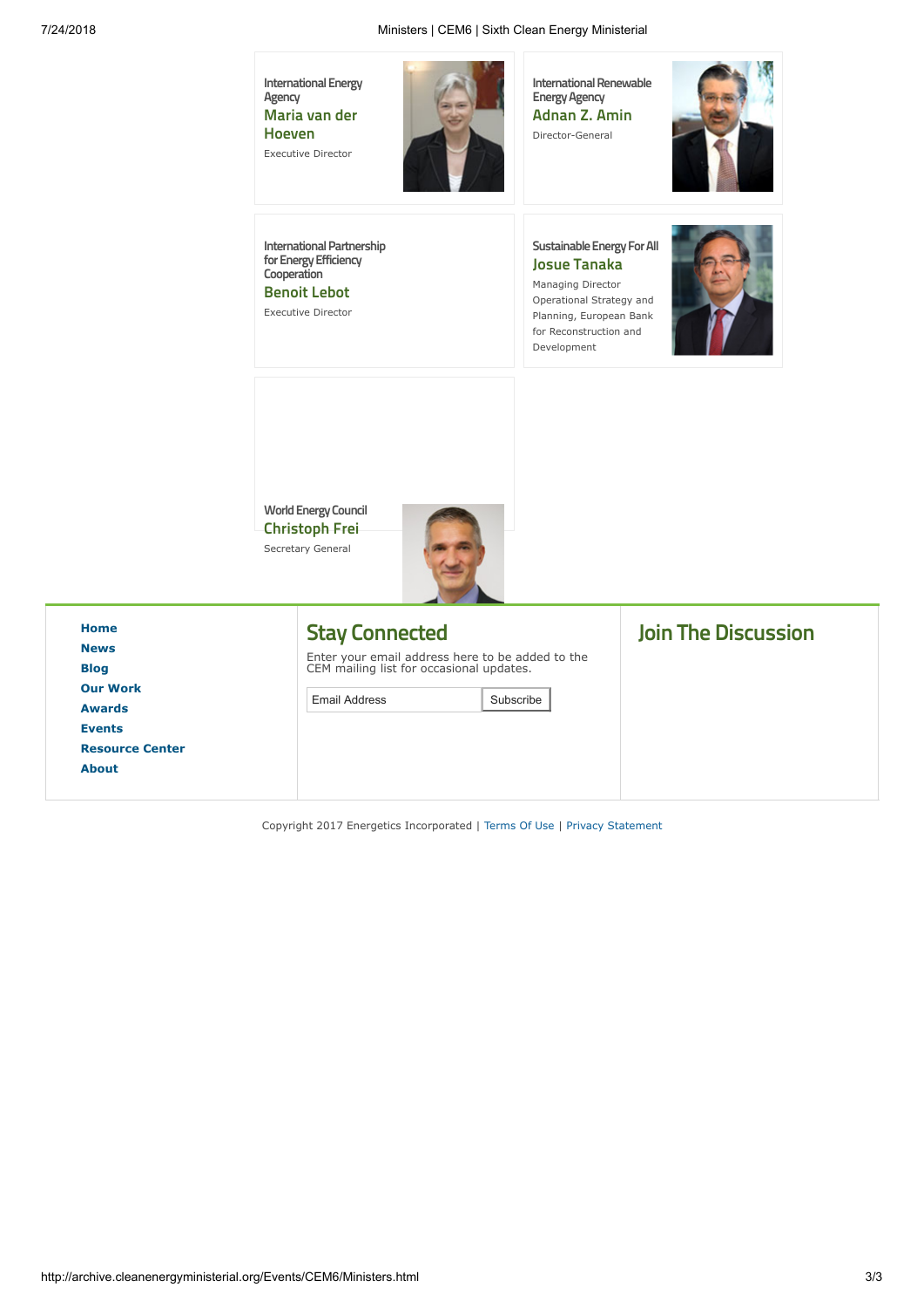International Energy Agency

**Maria van der Hoeven**

Executive Director

International Renewable Energy Agency

**Adnan Z. Amin**

Director-General

International Partnership for Energy Efficiency Cooperation

**Benoit Lebot**

Executive Director

Sustainable Energy For All

**Josue Tanaka**

Managing Director Operational Strategy and Planning, European Bank for Reconstruction and Development

World Energy Council

**Christoph Frei**

Secretary General

- **Home**
- **News**
- **Blog**
- **Our Work**
- **Awards**
- **Events**
- **Resource Center**
- **About**

## Stay Connected

Enter your email address here to be added to the CEM mailing list for occasional updates.

Email Address | Subscribe

## Join The Discussion

Copyright 2017 Energetics Incorporated | Terms Of Use | Privacy Statement